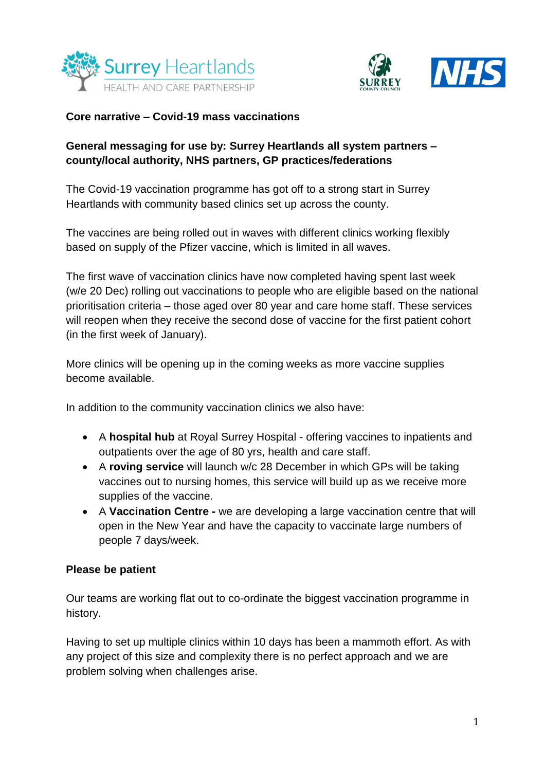**Core narrative – Covid-19 mass vaccinations**

**General messaging for use by: Surrey Heartlands all system partners – county/local authority, NHS partners, GP practices/federations**

The Covid-19 vaccination programme has got off to a strong start in Surrey Heartlands with community based clinics set up across the county.

The vaccines are being rolled out in waves with different clinics working flexibly based on supply of the Pfizer vaccine, which is limited in all waves.

The first wave of vaccination clinics have now completed having spent last week (w/e 20 Dec) rolling out vaccinations to people who are eligible based on the national prioritisation criteria – those aged over 80 year and care home staff. These services will reopen when they receive the second dose of vaccine for the first patient cohort (in the first week of January).

More clinics will be opening up in the coming weeks as more vaccine supplies become available.

In addition to the community vaccination clinics we also have:

- A **hospital hub** at Royal Surrey Hospital - offering vaccines to inpatients and outpatients over the age of 80 yrs, health and care staff.
- A **roving service** will launch w/c 28 December in which GPs will be taking vaccines out to nursing homes, this service will build up as we receive more supplies of the vaccine.
- A **Vaccination Centre -** we are developing a large vaccination centre that will open in the New Year and have the capacity to vaccinate large numbers of people 7 days/week.

**Please be patient**

Our teams are working flat out to co-ordinate the biggest vaccination programme in history.

Having to set up multiple clinics within 10 days has been a mammoth effort. As with any project of this size and complexity there is no perfect approach and we are problem solving when challenges arise.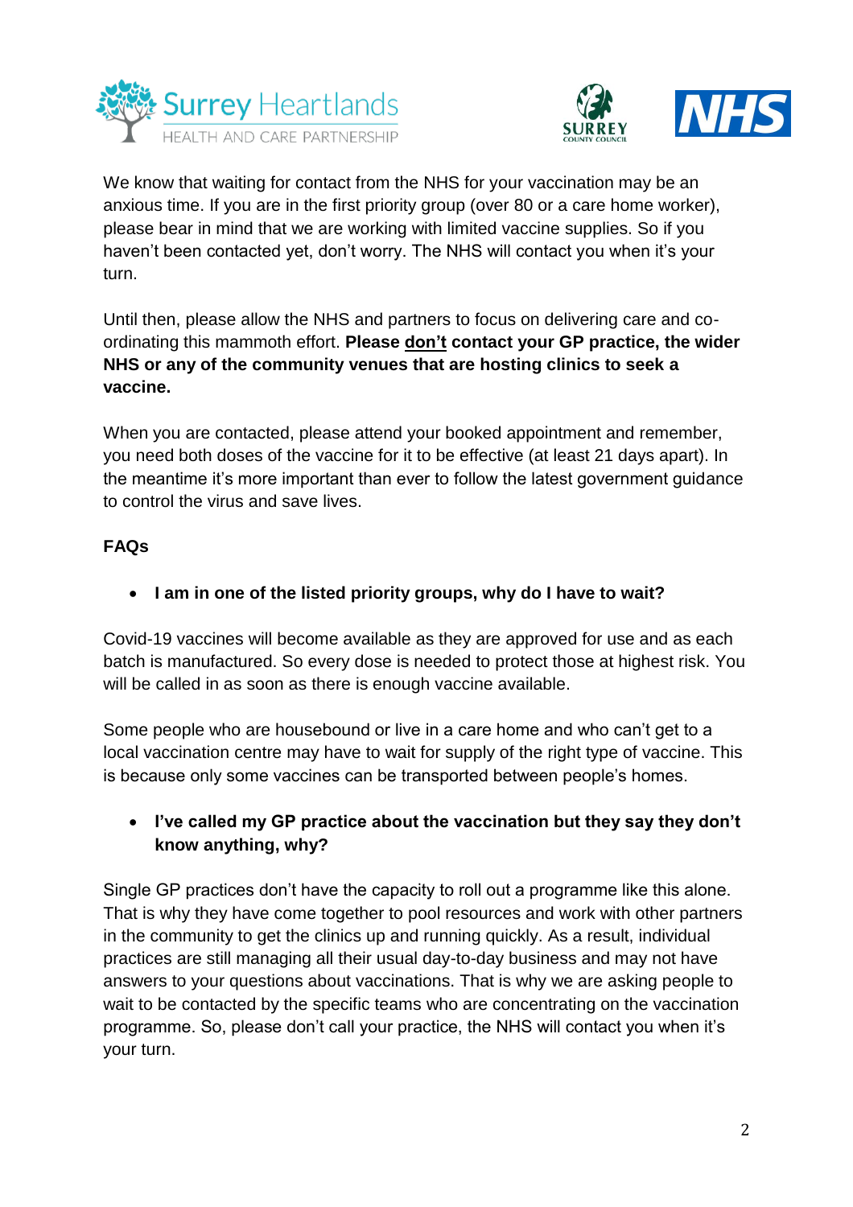We know that waiting for contact from the NHS for your vaccination may be an anxious time. If you are in the first priority group (over 80 or a care home worker), please bear in mind that we are working with limited vaccine supplies. So if you haven't been contacted yet, don't worry. The NHS will contact you when it's your turn.

Until then, please allow the NHS and partners to focus on delivering care and co-ordinating this mammoth effort. **Please <u>don't</u> contact your GP practice, the wider NHS or any of the community venues that are hosting clinics to seek a vaccine.**

When you are contacted, please attend your booked appointment and remember, you need both doses of the vaccine for it to be effective (at least 21 days apart). In the meantime it's more important than ever to follow the latest government guidance to control the virus and save lives.

**FAQs**

- **I am in one of the listed priority groups, why do I have to wait?**

Covid-19 vaccines will become available as they are approved for use and as each batch is manufactured. So every dose is needed to protect those at highest risk. You will be called in as soon as there is enough vaccine available.

Some people who are housebound or live in a care home and who can't get to a local vaccination centre may have to wait for supply of the right type of vaccine. This is because only some vaccines can be transported between people's homes.

- **I've called my GP practice about the vaccination but they say they don't know anything, why?**

Single GP practices don't have the capacity to roll out a programme like this alone. That is why they have come together to pool resources and work with other partners in the community to get the clinics up and running quickly. As a result, individual practices are still managing all their usual day-to-day business and may not have answers to your questions about vaccinations. That is why we are asking people to wait to be contacted by the specific teams who are concentrating on the vaccination programme. So, please don't call your practice, the NHS will contact you when it's your turn.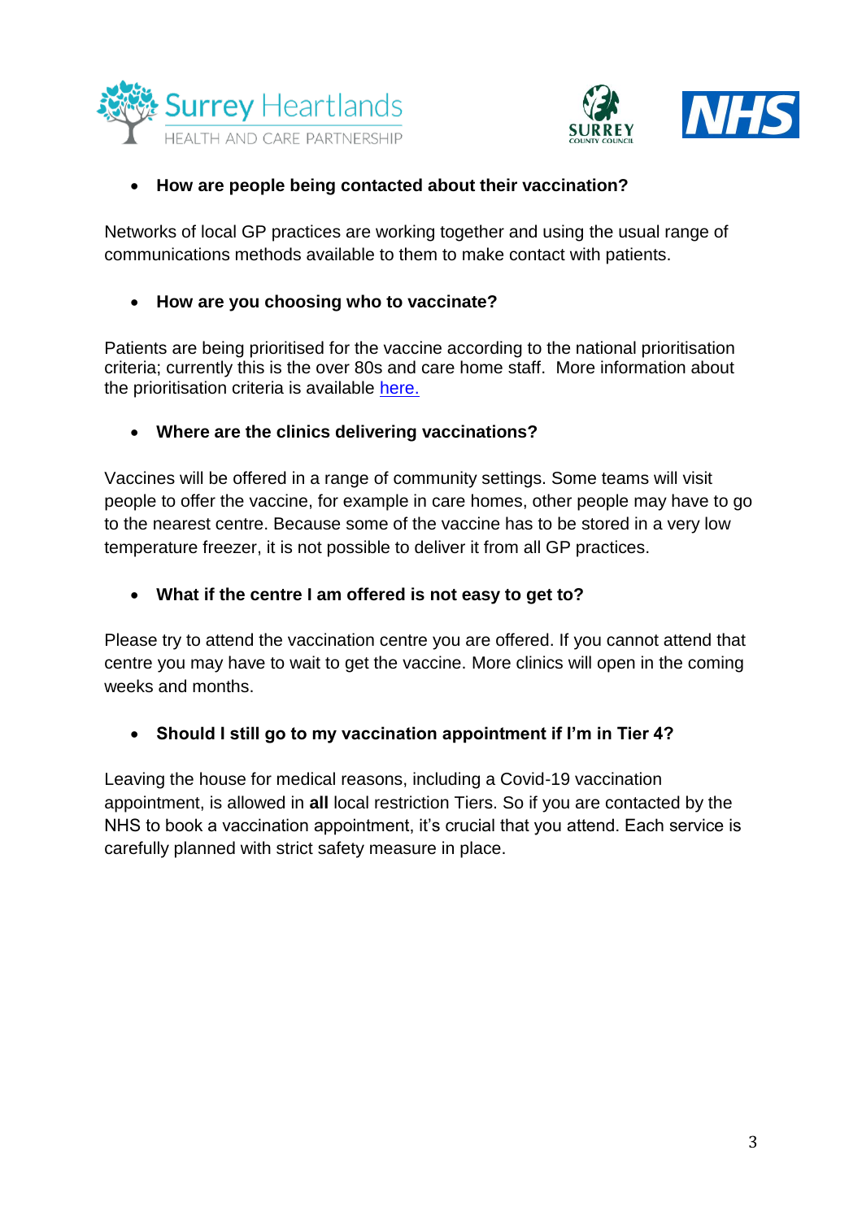- **How are people being contacted about their vaccination?**

Networks of local GP practices are working together and using the usual range of communications methods available to them to make contact with patients.

- **How are you choosing who to vaccinate?**

Patients are being prioritised for the vaccine according to the national prioritisation criteria; currently this is the over 80s and care home staff.  More information about the prioritisation criteria is available here.

- **Where are the clinics delivering vaccinations?**

Vaccines will be offered in a range of community settings. Some teams will visit people to offer the vaccine, for example in care homes, other people may have to go to the nearest centre. Because some of the vaccine has to be stored in a very low temperature freezer, it is not possible to deliver it from all GP practices.

- **What if the centre I am offered is not easy to get to?**

Please try to attend the vaccination centre you are offered. If you cannot attend that centre you may have to wait to get the vaccine. More clinics will open in the coming weeks and months.

- **Should I still go to my vaccination appointment if I'm in Tier 4?**

Leaving the house for medical reasons, including a Covid-19 vaccination appointment, is allowed in **all** local restriction Tiers. So if you are contacted by the NHS to book a vaccination appointment, it's crucial that you attend. Each service is carefully planned with strict safety measure in place.